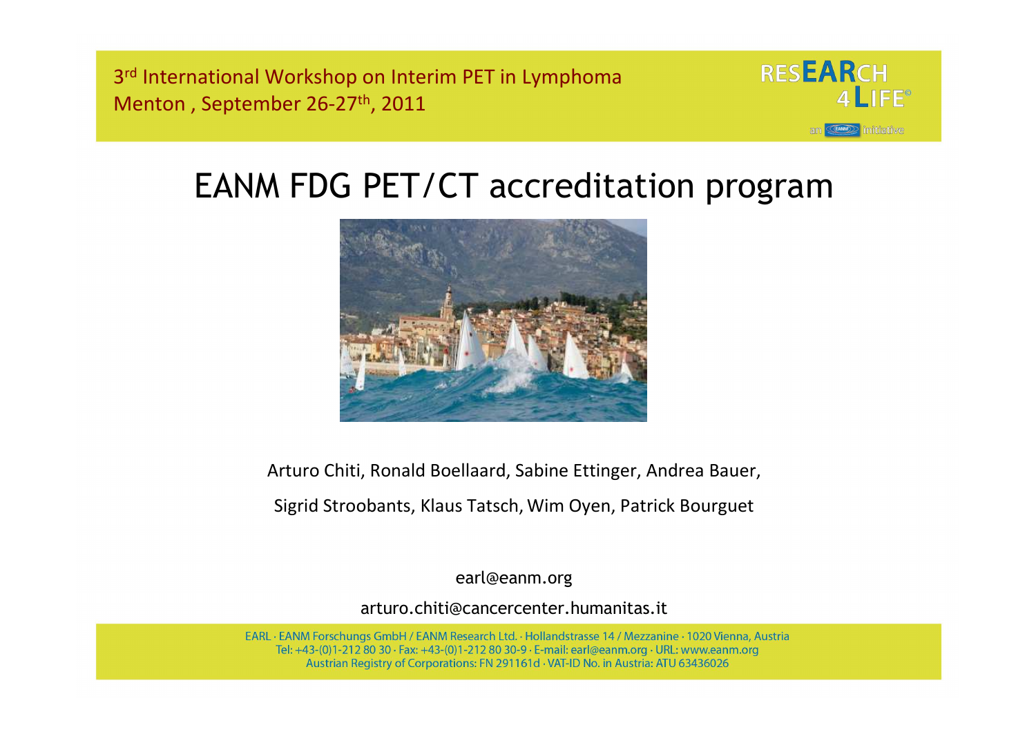3rd International Workshop on Interim PET in Lymphoma
Menton , September 26-27th, 2011

RESEARCH 4 LIFE©
an EANM initiative

# EANM FDG PET/CT accreditation program

Arturo Chiti, Ronald Boellaard, Sabine Ettinger, Andrea Bauer,

Sigrid Stroobants, Klaus Tatsch, Wim Oyen, Patrick Bourguet

earl@eanm.org

arturo.chiti@cancercenter.humanitas.it

EARL · EANM Forschungs GmbH / EANM Research Ltd. · Hollandstrasse 14 / Mezzanine · 1020 Vienna, Austria
Tel: +43-(0)1-212 80 30 · Fax: +43-(0)1-212 80 30-9 · E-mail: earl@eanm.org · URL: www.eanm.org
Austrian Registry of Corporations: FN 291161d · VAT-ID No. in Austria: ATU 63436026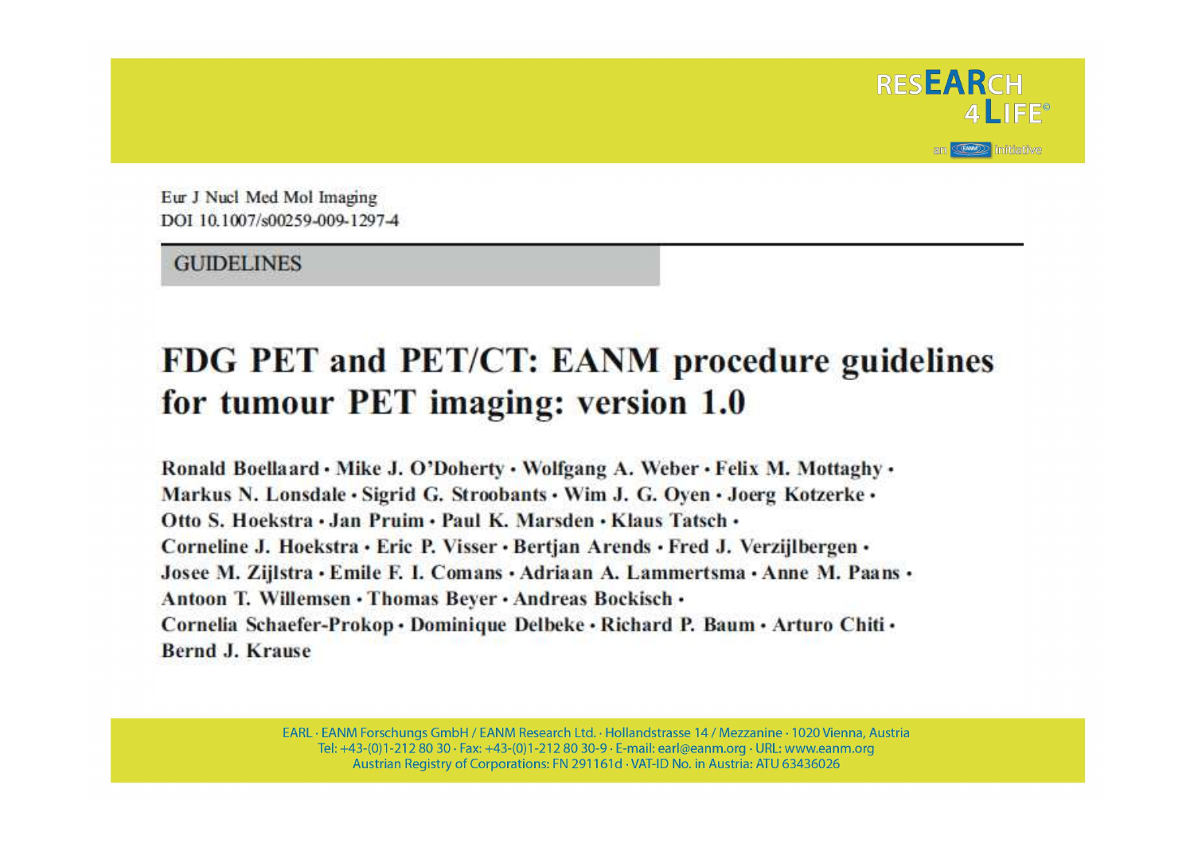RESEARCH 4 LIFE© an EANM initiative

Eur J Nucl Med Mol Imaging
DOI 10.1007/s00259-009-1297-4

GUIDELINES

# FDG PET and PET/CT: EANM procedure guidelines for tumour PET imaging: version 1.0

**Ronald Boellaard · Mike J. O'Doherty · Wolfgang A. Weber · Felix M. Mottaghy · Markus N. Lonsdale · Sigrid G. Stroobants · Wim J. G. Oyen · Joerg Kotzerke · Otto S. Hoekstra · Jan Pruim · Paul K. Marsden · Klaus Tatsch · Corneline J. Hoekstra · Eric P. Visser · Bertjan Arends · Fred J. Verzijlbergen · Josee M. Zijlstra · Emile F. I. Comans · Adriaan A. Lammertsma · Anne M. Paans · Antoon T. Willemsen · Thomas Beyer · Andreas Bockisch · Cornelia Schaefer-Prokop · Dominique Delbeke · Richard P. Baum · Arturo Chiti · Bernd J. Krause**

EARL · EANM Forschungs GmbH / EANM Research Ltd. · Hollandstrasse 14 / Mezzanine · 1020 Vienna, Austria
Tel: +43-(0)1-212 80 30 · Fax: +43-(0)1-212 80 30-9 · E-mail: earl@eanm.org · URL: www.eanm.org
Austrian Registry of Corporations: FN 291161d · VAT-ID No. in Austria: ATU 63436026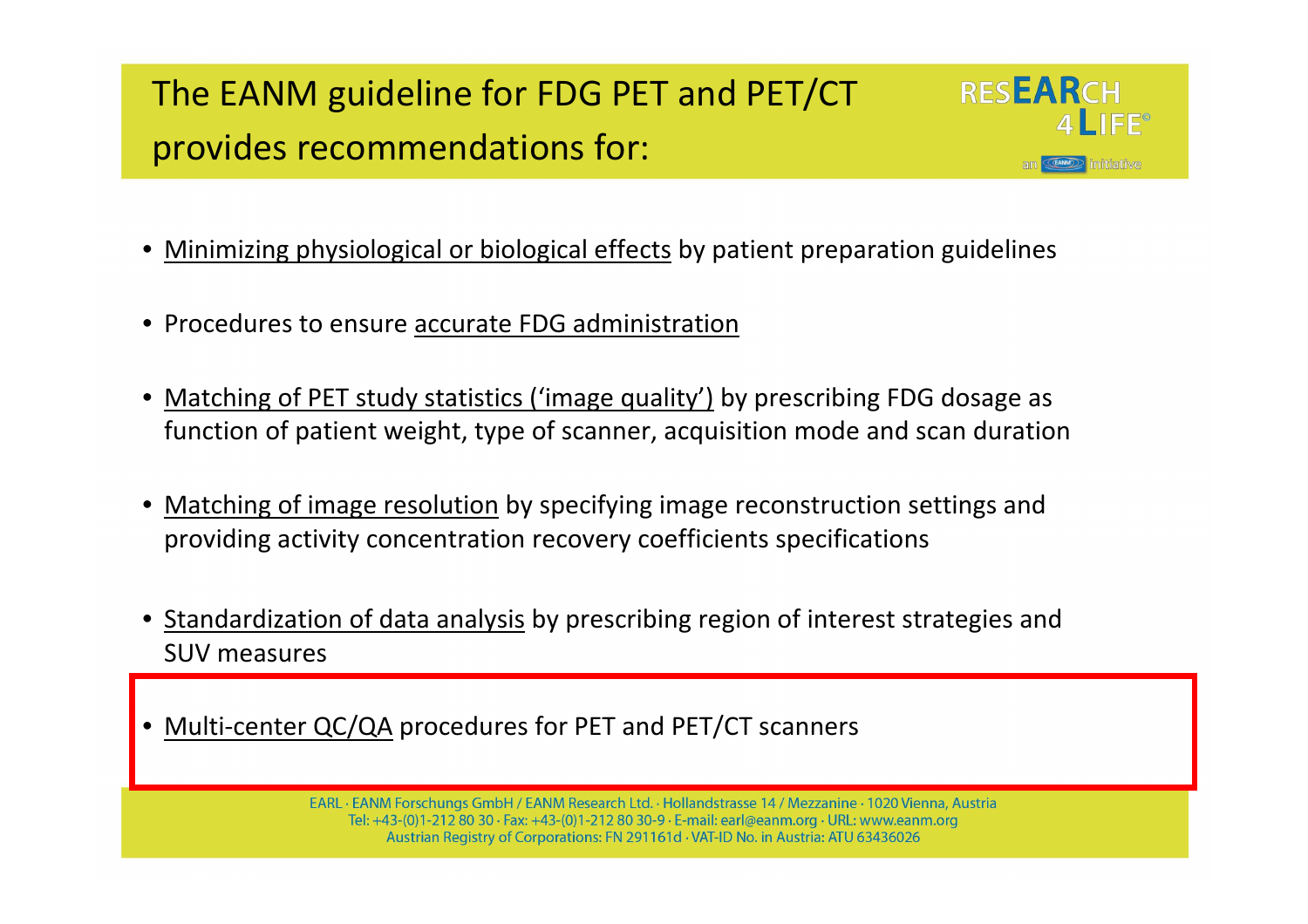# The EANM guideline for FDG PET and PET/CT provides recommendations for:

- Minimizing physiological or biological effects by patient preparation guidelines
- Procedures to ensure accurate FDG administration
- Matching of PET study statistics (‘image quality’) by prescribing FDG dosage as function of patient weight, type of scanner, acquisition mode and scan duration
- Matching of image resolution by specifying image reconstruction settings and providing activity concentration recovery coefficients specifications
- Standardization of data analysis by prescribing region of interest strategies and SUV measures
- Multi-center QC/QA procedures for PET and PET/CT scanners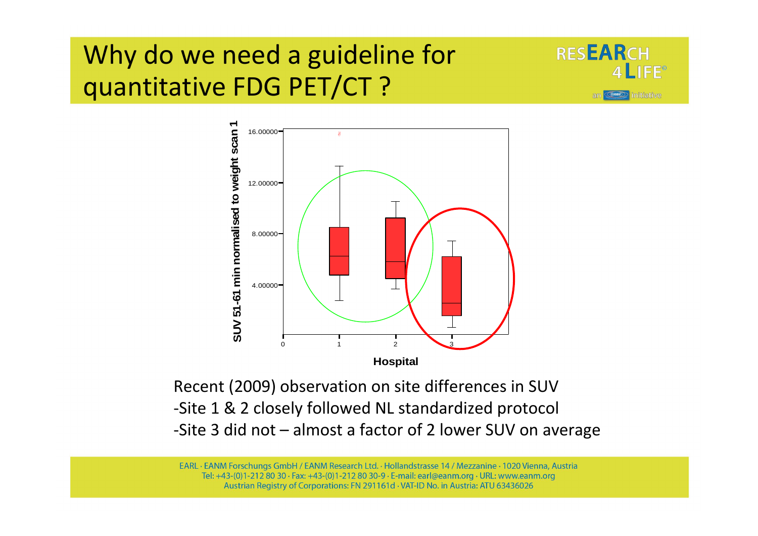# Why do we need a guideline for quantitative FDG PET/CT ?

Recent (2009) observation on site differences in SUV

- Site 1 & 2 closely followed NL standardized protocol
- Site 3 did not – almost a factor of 2 lower SUV on average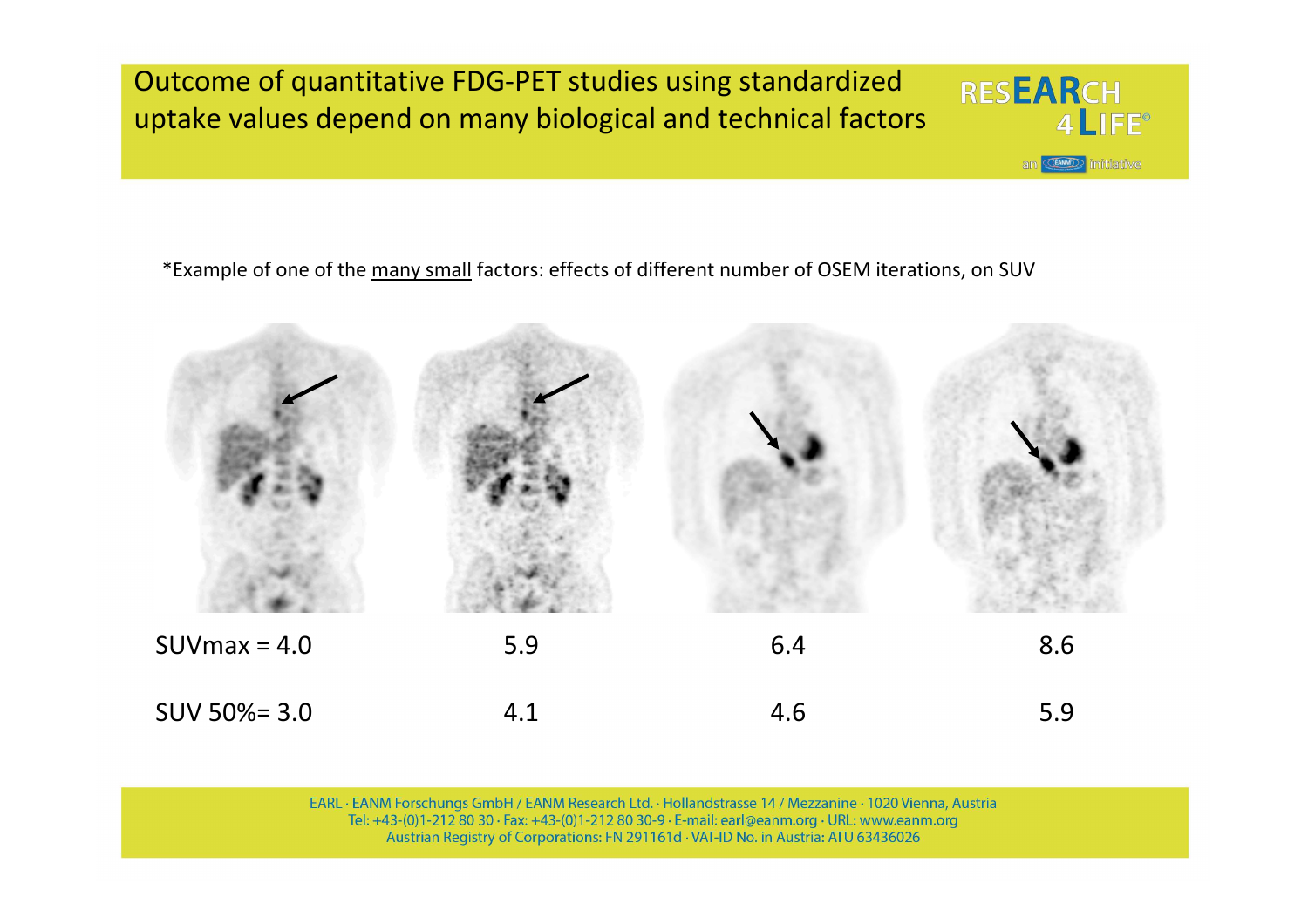# Outcome of quantitative FDG-PET studies using standardized uptake values depend on many biological and technical factors

*Example of one of the many small factors: effects of different number of OSEM iterations, on SUV

| | | | |
|---|---|---|---|
| SUVmax = 4.0 | 5.9 | 6.4 | 8.6 |
| SUV 50%= 3.0 | 4.1 | 4.6 | 5.9 |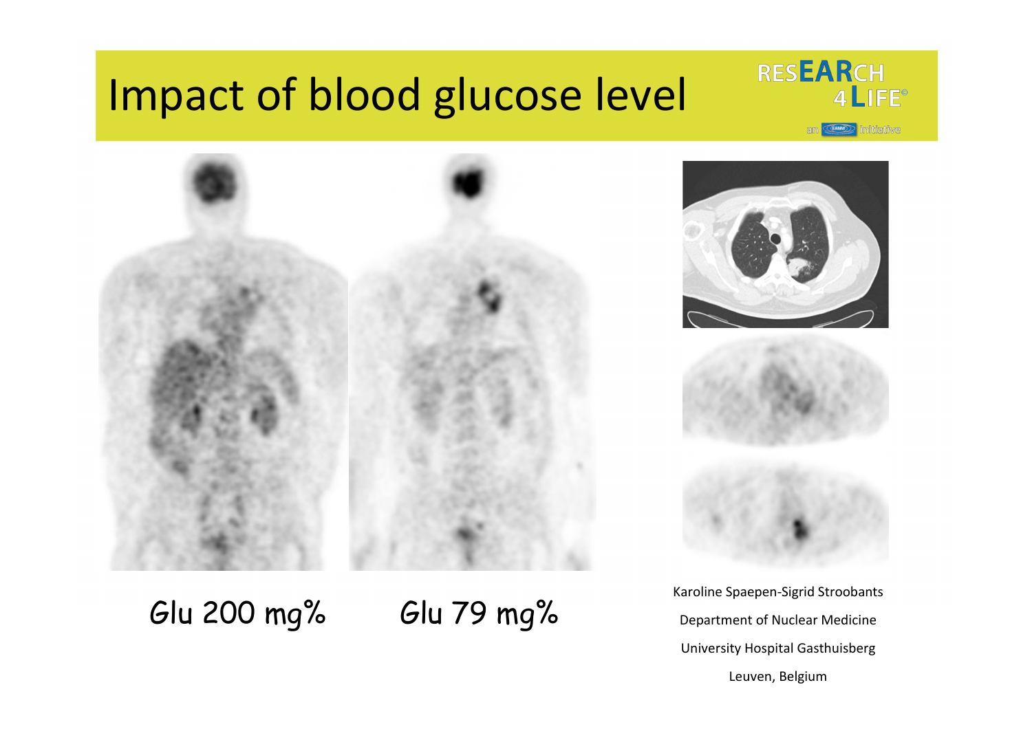# Impact of blood glucose level

Glu 200 mg%

Glu 79 mg%

Karoline Spaepen-Sigrid Stroobants

Department of Nuclear Medicine

University Hospital Gasthuisberg

Leuven, Belgium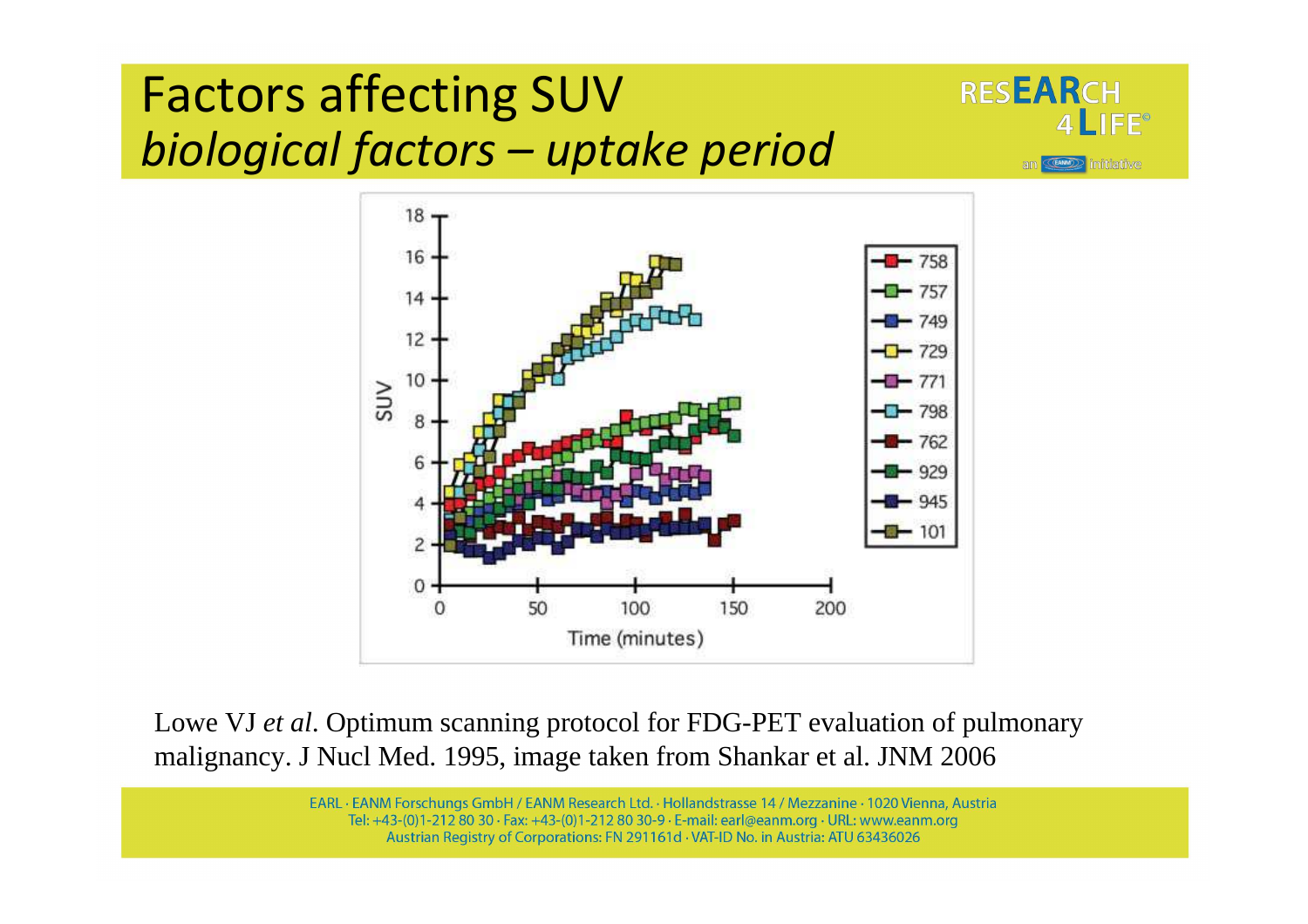# Factors affecting SUV
## *biological factors – uptake period*

Lowe VJ *et al*. Optimum scanning protocol for FDG-PET evaluation of pulmonary malignancy. J Nucl Med. 1995, image taken from Shankar et al. JNM 2006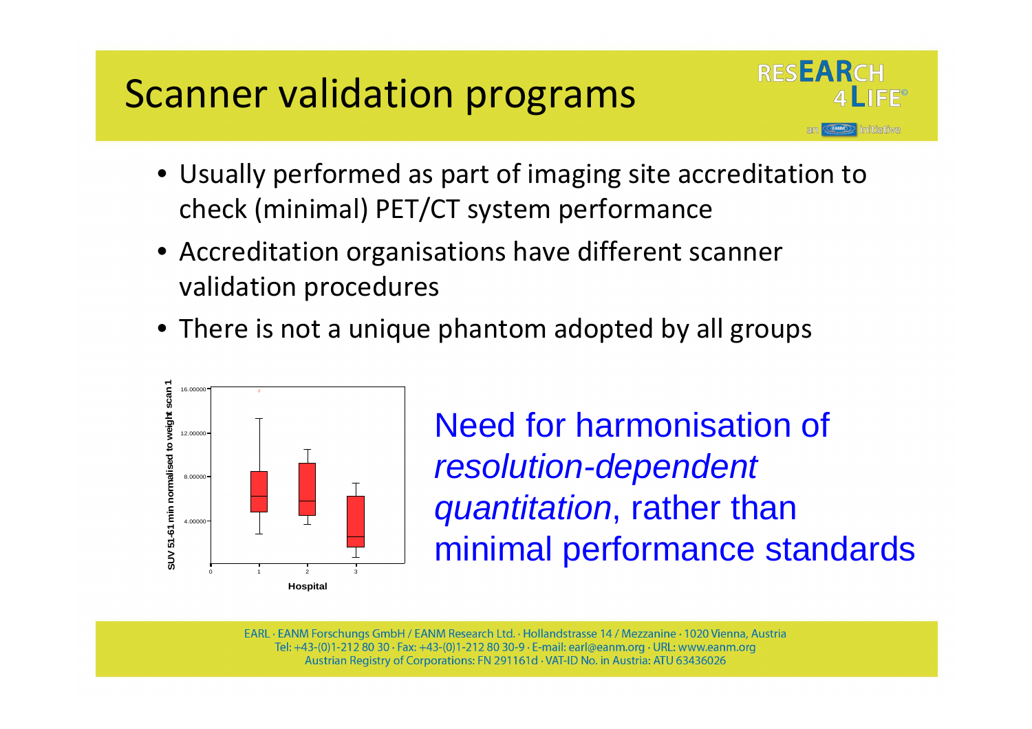# Scanner validation programs

- Usually performed as part of imaging site accreditation to check (minimal) PET/CT system performance
- Accreditation organisations have different scanner validation procedures
- There is not a unique phantom adopted by all groups

Need for harmonisation of *resolution-dependent quantitation*, rather than minimal performance standards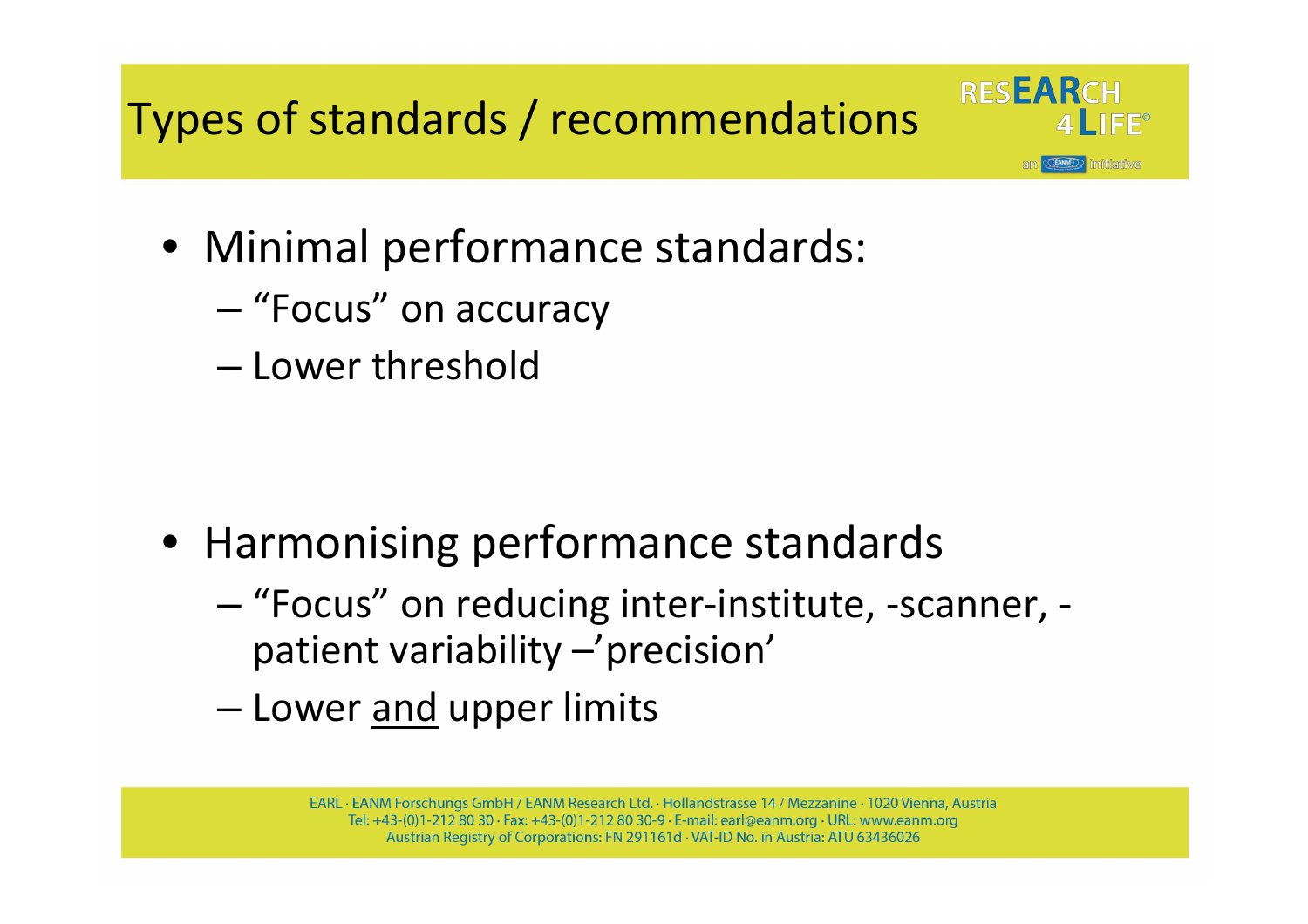# Types of standards / recommendations

- Minimal performance standards:
  - "Focus" on accuracy
  - Lower threshold

- Harmonising performance standards
  - "Focus" on reducing inter-institute, -scanner, -patient variability –'precision'
  - Lower and upper limits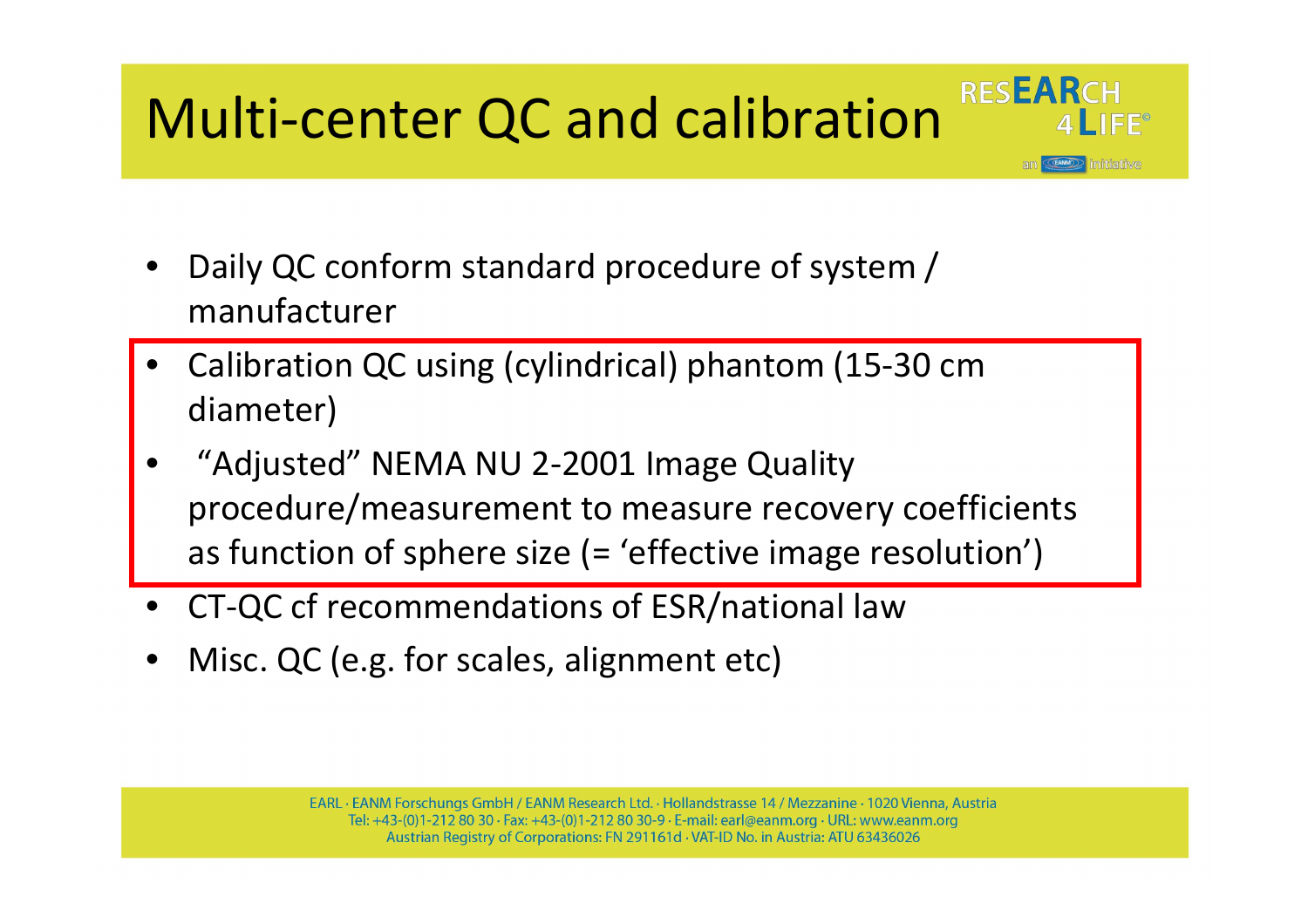# Multi-center QC and calibration

- Daily QC conform standard procedure of system / manufacturer
- Calibration QC using (cylindrical) phantom (15-30 cm diameter)
- "Adjusted" NEMA NU 2-2001 Image Quality procedure/measurement to measure recovery coefficients as function of sphere size (= 'effective image resolution')
- CT-QC cf recommendations of ESR/national law
- Misc. QC (e.g. for scales, alignment etc)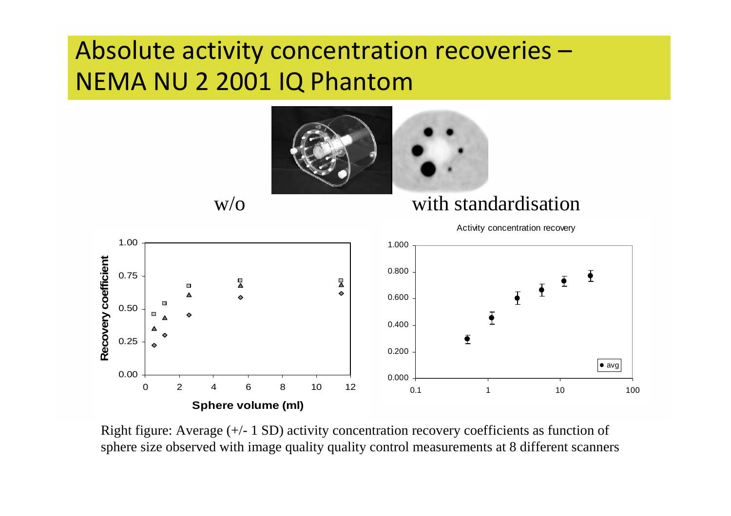# Absolute activity concentration recoveries – NEMA NU 2 2001 IQ Phantom

w/o | with standardisation

Right figure: Average (+/- 1 SD) activity concentration recovery coefficients as function of sphere size observed with image quality quality control measurements at 8 different scanners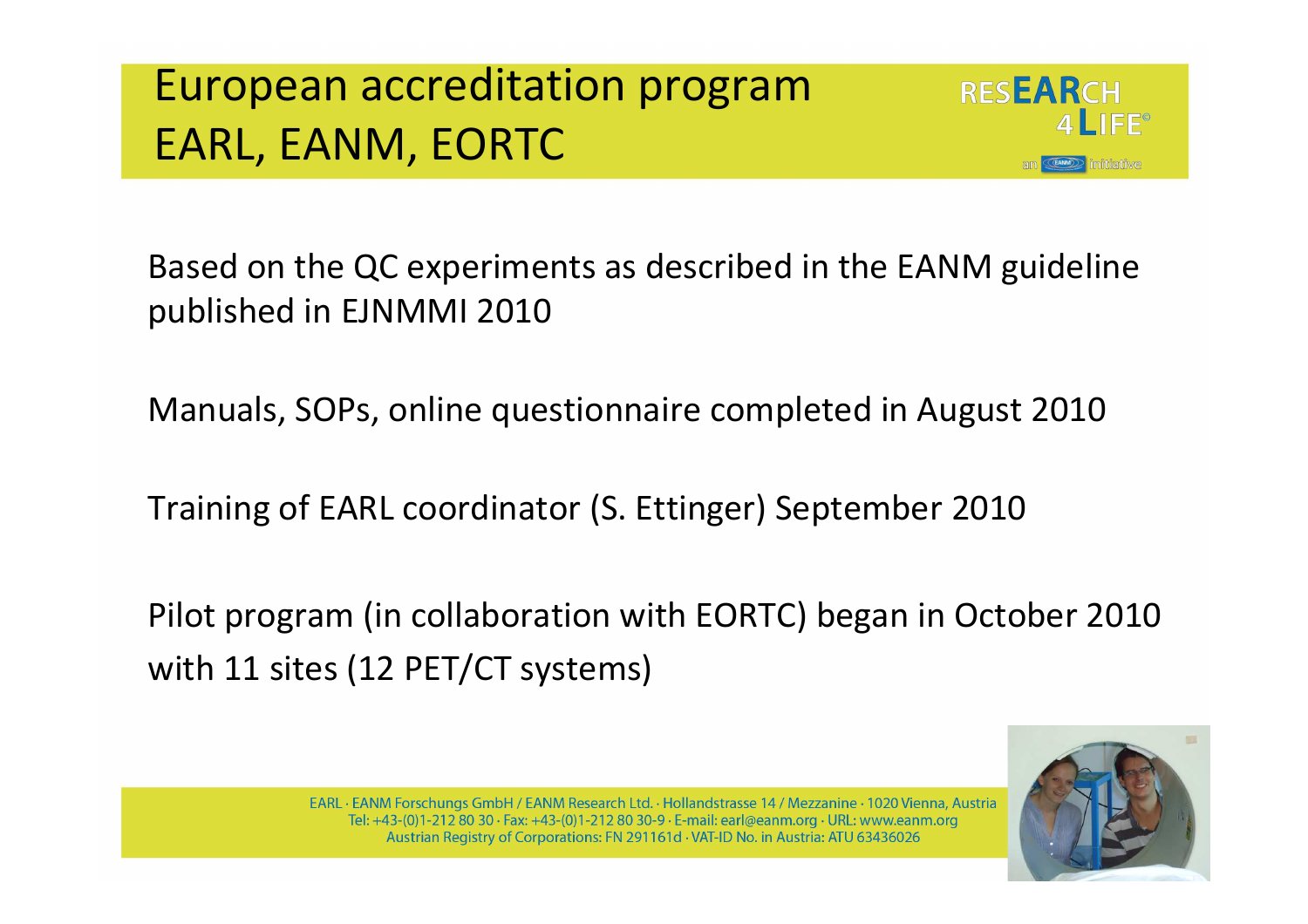# European accreditation program EARL, EANM, EORTC

Based on the QC experiments as described in the EANM guideline published in EJNMMI 2010

Manuals, SOPs, online questionnaire completed in August 2010

Training of EARL coordinator (S. Ettinger) September 2010

Pilot program (in collaboration with EORTC) began in October 2010 with 11 sites (12 PET/CT systems)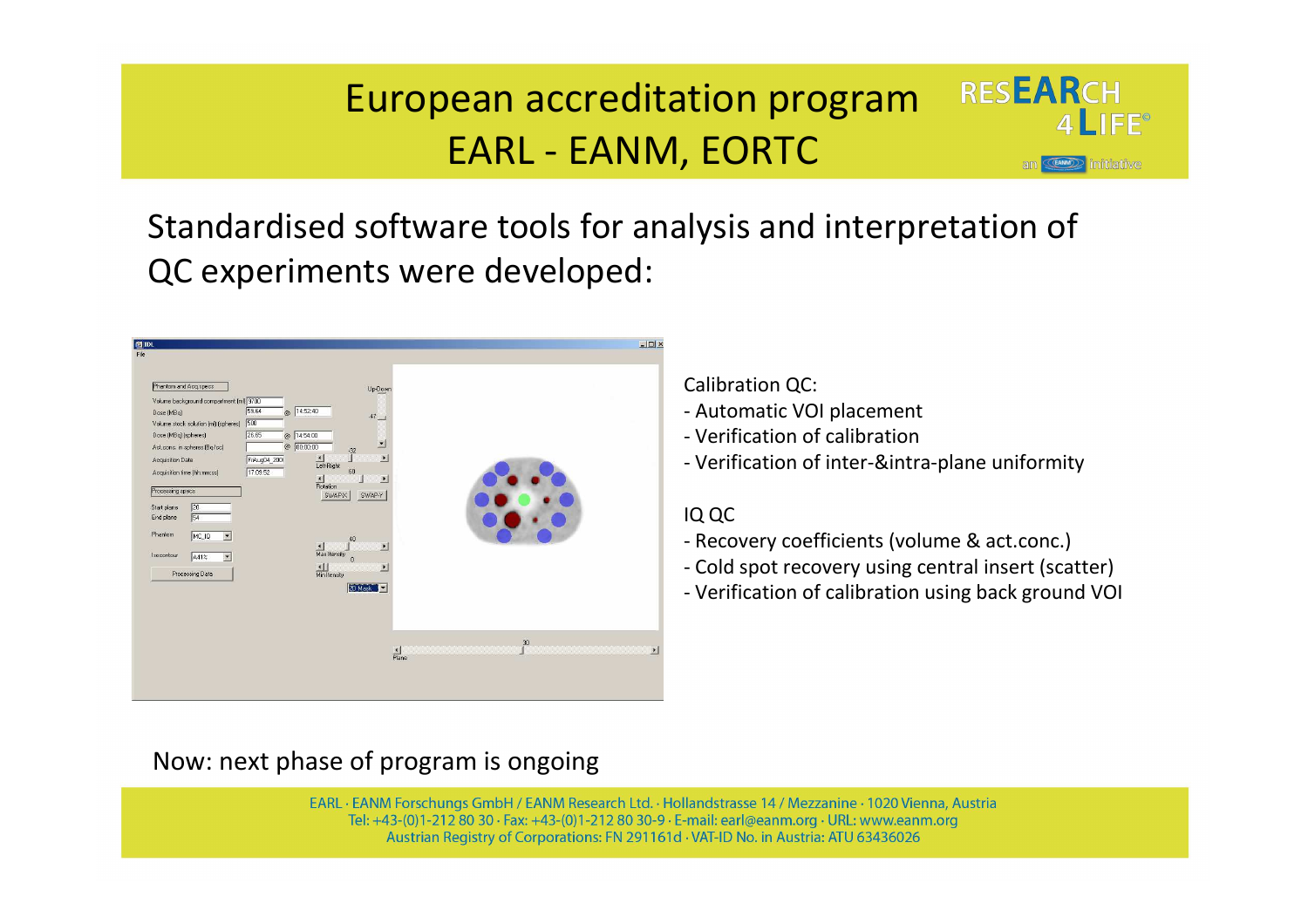# European accreditation program EARL - EANM, EORTC

Standardised software tools for analysis and interpretation of QC experiments were developed:

Calibration QC:

- Automatic VOI placement
- Verification of calibration
- Verification of inter-&intra-plane uniformity

IQ QC

- Recovery coefficients (volume & act.conc.)
- Cold spot recovery using central insert (scatter)
- Verification of calibration using back ground VOI

Now: next phase of program is ongoing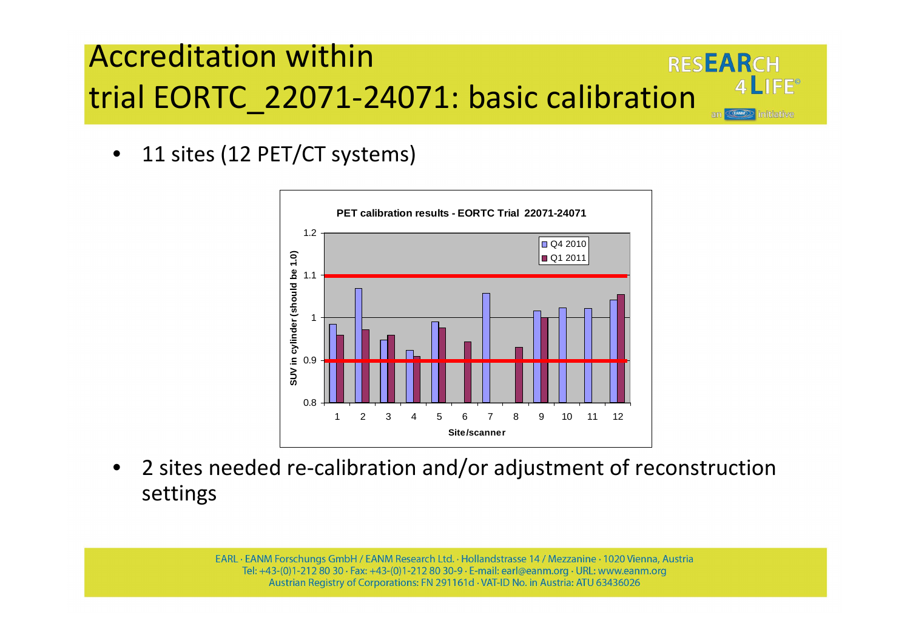# Accreditation within trial EORTC_22071-24071: basic calibration

- 11 sites (12 PET/CT systems)

- 2 sites needed re-calibration and/or adjustment of reconstruction settings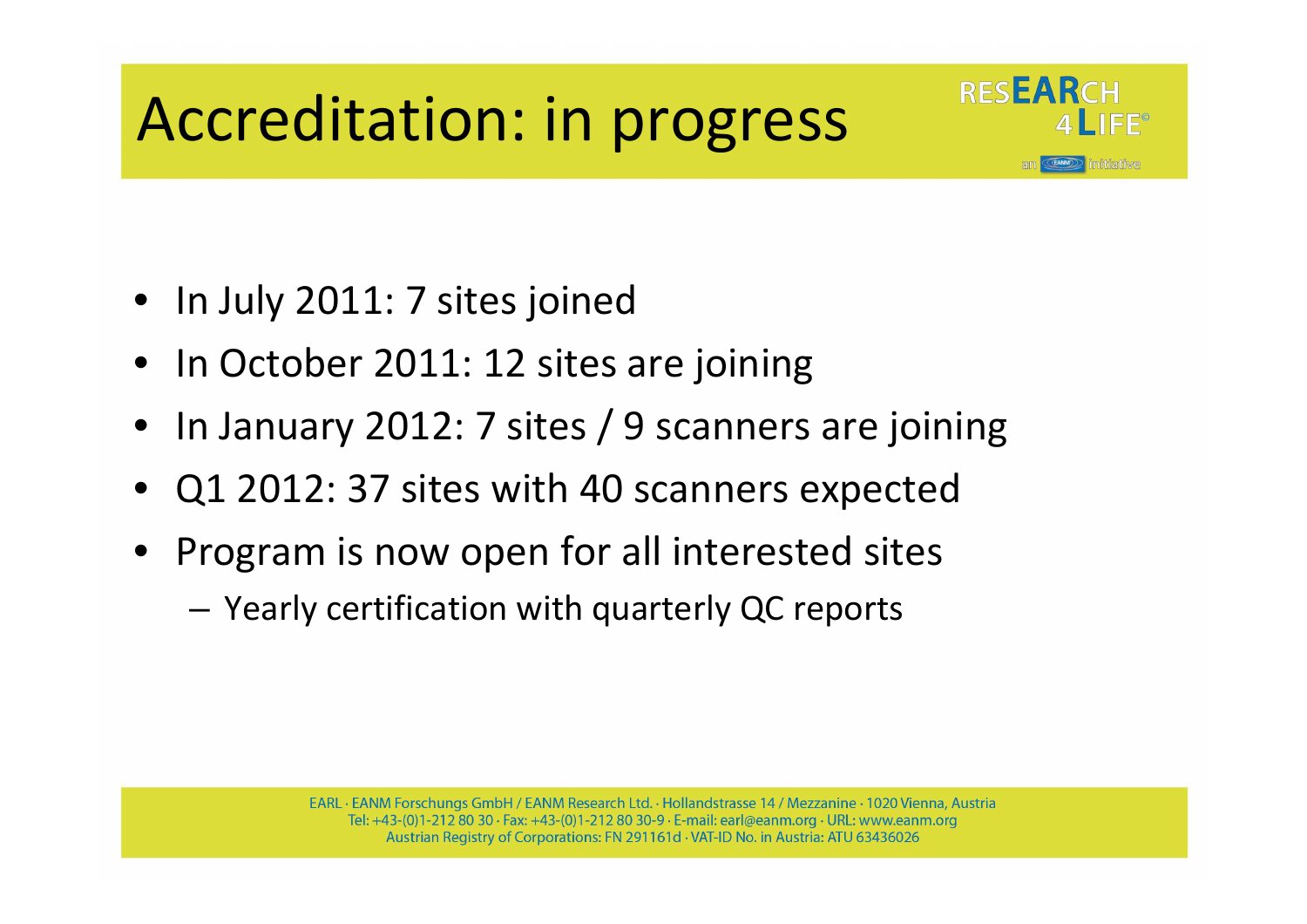# Accreditation: in progress

- In July 2011: 7 sites joined
- In October 2011: 12 sites are joining
- In January 2012: 7 sites / 9 scanners are joining
- Q1 2012: 37 sites with 40 scanners expected
- Program is now open for all interested sites
  - Yearly certification with quarterly QC reports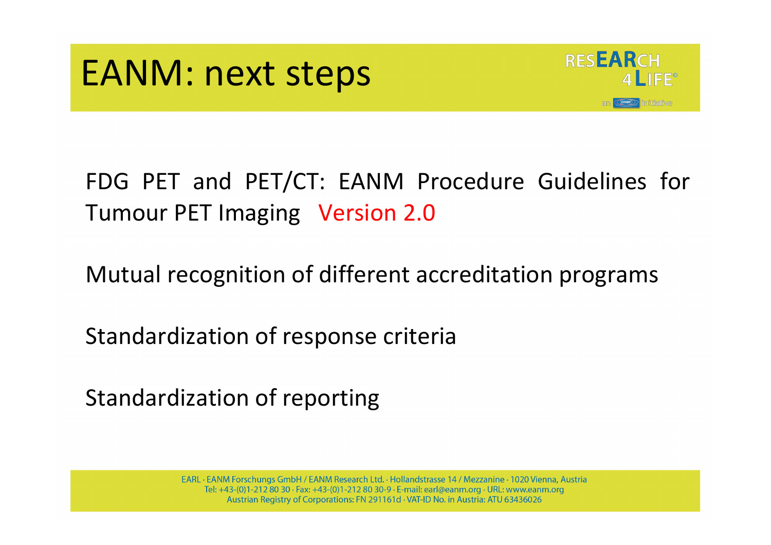# EANM: next steps

FDG PET and PET/CT: EANM Procedure Guidelines for Tumour PET Imaging Version 2.0

Mutual recognition of different accreditation programs

Standardization of response criteria

Standardization of reporting